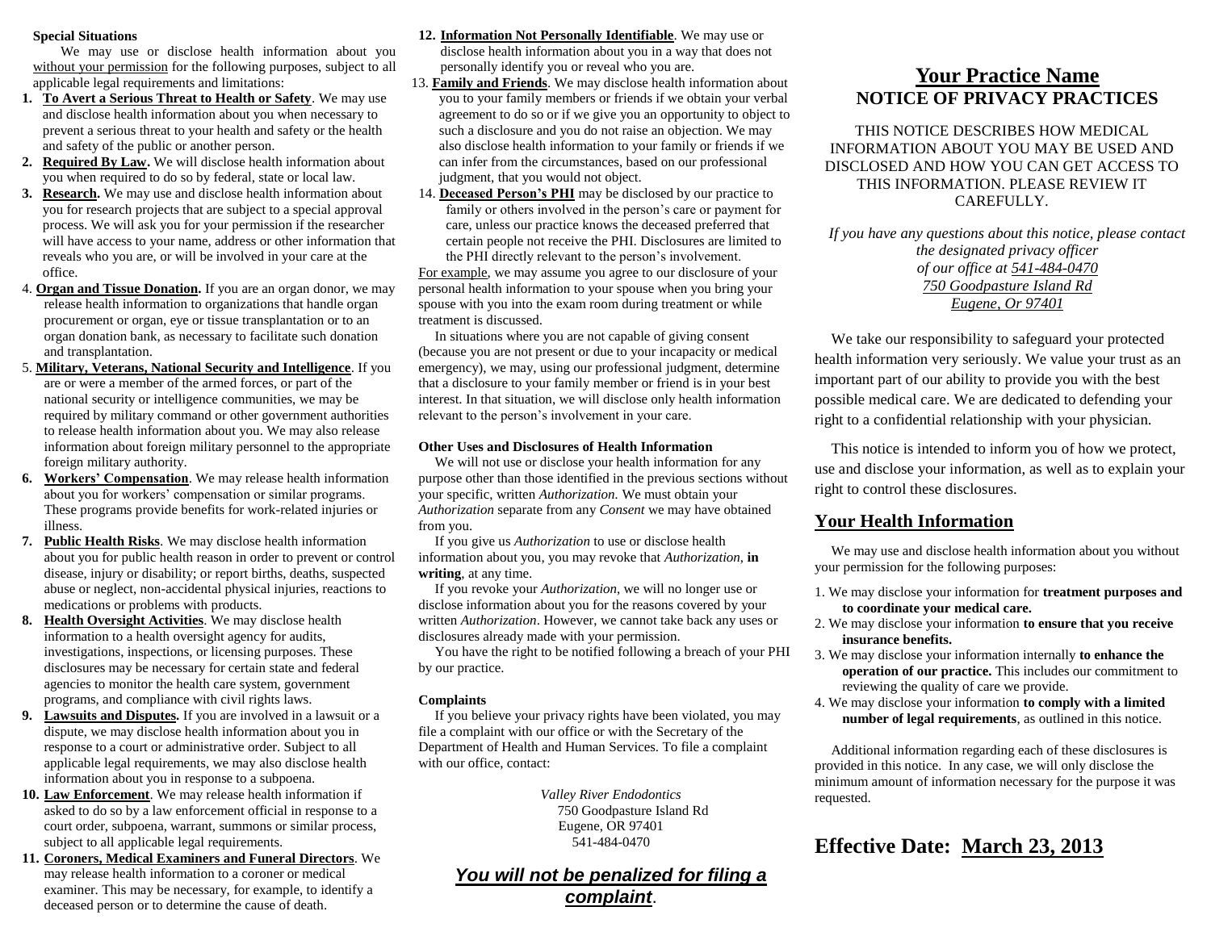**Special Situations**

We may use or disclose health information about you without your permission for the following purposes, subject to all applicable legal requirements and limitations:

1. **To Avert a Serious Threat to Health or Safety**. We may use and disclose health information about you when necessary to prevent a serious threat to your health and safety or the health and safety of the public or another person.
2. **Required By Law.** We will disclose health information about you when required to do so by federal, state or local law.
3. **Research.** We may use and disclose health information about you for research projects that are subject to a special approval process. We will ask you for your permission if the researcher will have access to your name, address or other information that reveals who you are, or will be involved in your care at the office.
4. **Organ and Tissue Donation.** If you are an organ donor, we may release health information to organizations that handle organ procurement or organ, eye or tissue transplantation or to an organ donation bank, as necessary to facilitate such donation and transplantation.
5. **Military, Veterans, National Security and Intelligence**. If you are or were a member of the armed forces, or part of the national security or intelligence communities, we may be required by military command or other government authorities to release health information about you. We may also release information about foreign military personnel to the appropriate foreign military authority.
6. **Workers' Compensation**. We may release health information about you for workers' compensation or similar programs. These programs provide benefits for work-related injuries or illness.
7. **Public Health Risks**. We may disclose health information about you for public health reason in order to prevent or control disease, injury or disability; or report births, deaths, suspected abuse or neglect, non-accidental physical injuries, reactions to medications or problems with products.
8. **Health Oversight Activities**. We may disclose health information to a health oversight agency for audits, investigations, inspections, or licensing purposes. These disclosures may be necessary for certain state and federal agencies to monitor the health care system, government programs, and compliance with civil rights laws.
9. **Lawsuits and Disputes.** If you are involved in a lawsuit or a dispute, we may disclose health information about you in response to a court or administrative order. Subject to all applicable legal requirements, we may also disclose health information about you in response to a subpoena.
10. **Law Enforcement**. We may release health information if asked to do so by a law enforcement official in response to a court order, subpoena, warrant, summons or similar process, subject to all applicable legal requirements.
11. **Coroners, Medical Examiners and Funeral Directors**. We may release health information to a coroner or medical examiner. This may be necessary, for example, to identify a deceased person or to determine the cause of death.
12. **Information Not Personally Identifiable**. We may use or disclose health information about you in a way that does not personally identify you or reveal who you are.
13. **Family and Friends**. We may disclose health information about you to your family members or friends if we obtain your verbal agreement to do so or if we give you an opportunity to object to such a disclosure and you do not raise an objection. We may also disclose health information to your family or friends if we can infer from the circumstances, based on our professional judgment, that you would not object.
14. **Deceased Person's PHI** may be disclosed by our practice to family or others involved in the person's care or payment for care, unless our practice knows the deceased preferred that certain people not receive the PHI. Disclosures are limited to the PHI directly relevant to the person's involvement.

For example, we may assume you agree to our disclosure of your personal health information to your spouse when you bring your spouse with you into the exam room during treatment or while treatment is discussed.

In situations where you are not capable of giving consent (because you are not present or due to your incapacity or medical emergency), we may, using our professional judgment, determine that a disclosure to your family member or friend is in your best interest. In that situation, we will disclose only health information relevant to the person's involvement in your care.

**Other Uses and Disclosures of Health Information**

We will not use or disclose your health information for any purpose other than those identified in the previous sections without your specific, written *Authorization*. We must obtain your *Authorization* separate from any *Consent* we may have obtained from you.

If you give us *Authorization* to use or disclose health information about you, you may revoke that *Authorization*, **in writing**, at any time.

If you revoke your *Authorization*, we will no longer use or disclose information about you for the reasons covered by your written *Authorization*. However, we cannot take back any uses or disclosures already made with your permission.

You have the right to be notified following a breach of your PHI by our practice.

**Complaints**

If you believe your privacy rights have been violated, you may file a complaint with our office or with the Secretary of the Department of Health and Human Services. To file a complaint with our office, contact:

*Valley River Endodontics*
750 Goodpasture Island Rd
Eugene, OR 97401
541-484-0470

***You will not be penalized for filing a complaint*.**

# Your Practice Name
## NOTICE OF PRIVACY PRACTICES

THIS NOTICE DESCRIBES HOW MEDICAL INFORMATION ABOUT YOU MAY BE USED AND DISCLOSED AND HOW YOU CAN GET ACCESS TO THIS INFORMATION. PLEASE REVIEW IT CAREFULLY.

*If you have any questions about this notice, please contact the designated privacy officer of our office at 541-484-0470*
*750 Goodpasture Island Rd*
*Eugene, Or 97401*

We take our responsibility to safeguard your protected health information very seriously. We value your trust as an important part of our ability to provide you with the best possible medical care. We are dedicated to defending your right to a confidential relationship with your physician.

This notice is intended to inform you of how we protect, use and disclose your information, as well as to explain your right to control these disclosures.

## Your Health Information

We may use and disclose health information about you without your permission for the following purposes:

1. We may disclose your information for **treatment purposes and to coordinate your medical care.**
2. We may disclose your information **to ensure that you receive insurance benefits.**
3. We may disclose your information internally **to enhance the operation of our practice.** This includes our commitment to reviewing the quality of care we provide.
4. We may disclose your information **to comply with a limited number of legal requirements**, as outlined in this notice.

Additional information regarding each of these disclosures is provided in this notice. In any case, we will only disclose the minimum amount of information necessary for the purpose it was requested.

## Effective Date: March 23, 2013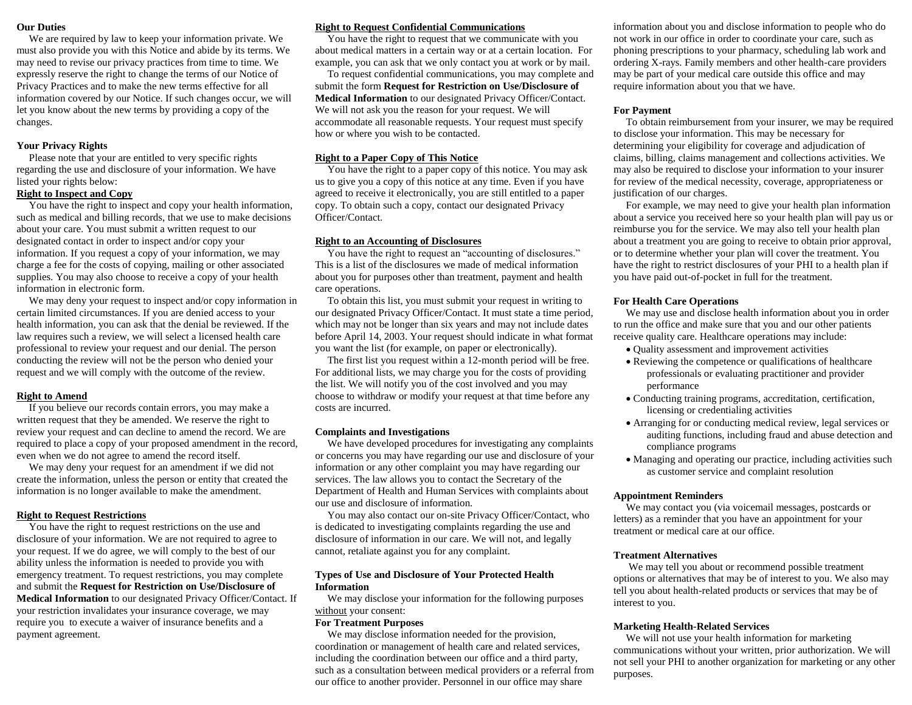**Our Duties**

We are required by law to keep your information private. We must also provide you with this Notice and abide by its terms. We may need to revise our privacy practices from time to time. We expressly reserve the right to change the terms of our Notice of Privacy Practices and to make the new terms effective for all information covered by our Notice. If such changes occur, we will let you know about the new terms by providing a copy of the changes.

**Your Privacy Rights**

Please note that your are entitled to very specific rights regarding the use and disclosure of your information. We have listed your rights below:

**Right to Inspect and Copy**

You have the right to inspect and copy your health information, such as medical and billing records, that we use to make decisions about your care. You must submit a written request to our designated contact in order to inspect and/or copy your information. If you request a copy of your information, we may charge a fee for the costs of copying, mailing or other associated supplies. You may also choose to receive a copy of your health information in electronic form.

We may deny your request to inspect and/or copy information in certain limited circumstances. If you are denied access to your health information, you can ask that the denial be reviewed. If the law requires such a review, we will select a licensed health care professional to review your request and our denial. The person conducting the review will not be the person who denied your request and we will comply with the outcome of the review.

**Right to Amend**

If you believe our records contain errors, you may make a written request that they be amended. We reserve the right to review your request and can decline to amend the record. We are required to place a copy of your proposed amendment in the record, even when we do not agree to amend the record itself.

We may deny your request for an amendment if we did not create the information, unless the person or entity that created the information is no longer available to make the amendment.

**Right to Request Restrictions**

You have the right to request restrictions on the use and disclosure of your information. We are not required to agree to your request. If we do agree, we will comply to the best of our ability unless the information is needed to provide you with emergency treatment. To request restrictions, you may complete and submit the **Request for Restriction on Use/Disclosure of Medical Information** to our designated Privacy Officer/Contact. If your restriction invalidates your insurance coverage, we may require you to execute a waiver of insurance benefits and a payment agreement.

**Right to Request Confidential Communications**

You have the right to request that we communicate with you about medical matters in a certain way or at a certain location. For example, you can ask that we only contact you at work or by mail.

To request confidential communications, you may complete and submit the form **Request for Restriction on Use/Disclosure of Medical Information** to our designated Privacy Officer/Contact. We will not ask you the reason for your request. We will accommodate all reasonable requests. Your request must specify how or where you wish to be contacted.

**Right to a Paper Copy of This Notice**

You have the right to a paper copy of this notice. You may ask us to give you a copy of this notice at any time. Even if you have agreed to receive it electronically, you are still entitled to a paper copy. To obtain such a copy, contact our designated Privacy Officer/Contact.

**Right to an Accounting of Disclosures**

You have the right to request an "accounting of disclosures." This is a list of the disclosures we made of medical information about you for purposes other than treatment, payment and health care operations.

To obtain this list, you must submit your request in writing to our designated Privacy Officer/Contact. It must state a time period, which may not be longer than six years and may not include dates before April 14, 2003. Your request should indicate in what format you want the list (for example, on paper or electronically).

The first list you request within a 12-month period will be free. For additional lists, we may charge you for the costs of providing the list. We will notify you of the cost involved and you may choose to withdraw or modify your request at that time before any costs are incurred.

**Complaints and Investigations**

We have developed procedures for investigating any complaints or concerns you may have regarding our use and disclosure of your information or any other complaint you may have regarding our services. The law allows you to contact the Secretary of the Department of Health and Human Services with complaints about our use and disclosure of information.

You may also contact our on-site Privacy Officer/Contact, who is dedicated to investigating complaints regarding the use and disclosure of information in our care. We will not, and legally cannot, retaliate against you for any complaint.

**Types of Use and Disclosure of Your Protected Health Information**

We may disclose your information for the following purposes without your consent:

**For Treatment Purposes**

We may disclose information needed for the provision, coordination or management of health care and related services, including the coordination between our office and a third party, such as a consultation between medical providers or a referral from our office to another provider. Personnel in our office may share information about you and disclose information to people who do not work in our office in order to coordinate your care, such as phoning prescriptions to your pharmacy, scheduling lab work and ordering X-rays. Family members and other health-care providers may be part of your medical care outside this office and may require information about you that we have.

**For Payment**

To obtain reimbursement from your insurer, we may be required to disclose your information. This may be necessary for determining your eligibility for coverage and adjudication of claims, billing, claims management and collections activities. We may also be required to disclose your information to your insurer for review of the medical necessity, coverage, appropriateness or justification of our charges.

For example, we may need to give your health plan information about a service you received here so your health plan will pay us or reimburse you for the service. We may also tell your health plan about a treatment you are going to receive to obtain prior approval, or to determine whether your plan will cover the treatment. You have the right to restrict disclosures of your PHI to a health plan if you have paid out-of-pocket in full for the treatment.

**For Health Care Operations**

We may use and disclose health information about you in order to run the office and make sure that you and our other patients receive quality care. Healthcare operations may include:

- Quality assessment and improvement activities
- Reviewing the competence or qualifications of healthcare professionals or evaluating practitioner and provider performance
- Conducting training programs, accreditation, certification, licensing or credentialing activities
- Arranging for or conducting medical review, legal services or auditing functions, including fraud and abuse detection and compliance programs
- Managing and operating our practice, including activities such as customer service and complaint resolution

**Appointment Reminders**

We may contact you (via voicemail messages, postcards or letters) as a reminder that you have an appointment for your treatment or medical care at our office.

**Treatment Alternatives**

We may tell you about or recommend possible treatment options or alternatives that may be of interest to you. We also may tell you about health-related products or services that may be of interest to you.

**Marketing Health-Related Services**

We will not use your health information for marketing communications without your written, prior authorization. We will not sell your PHI to another organization for marketing or any other purposes.